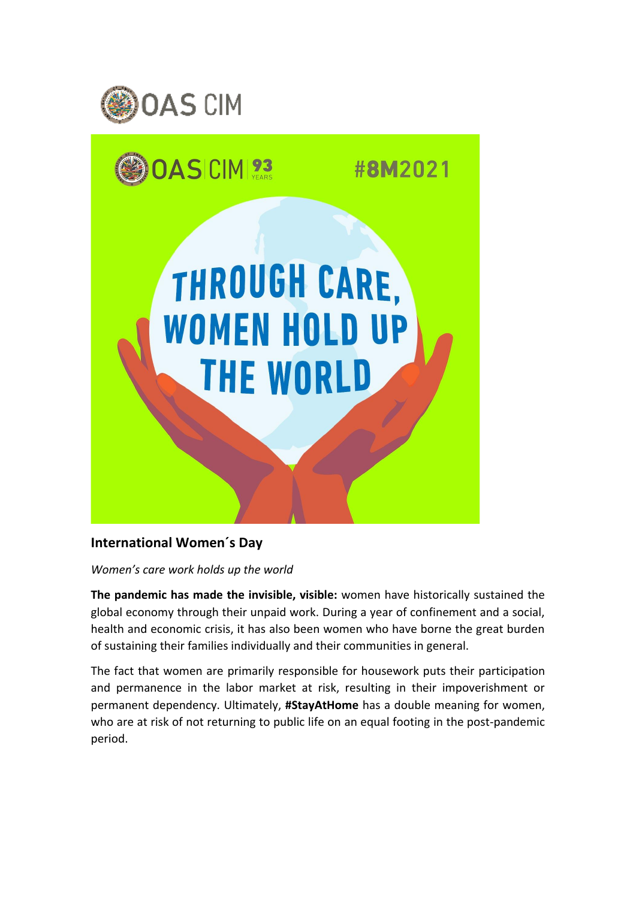OAS CIM

OAS CIM 93 YEARS

#8M2021

THROUGH CARE, WOMEN HOLD UP THE WORLD

## International Women´s Day

*Women's care work holds up the world*

**The pandemic has made the invisible, visible:** women have historically sustained the global economy through their unpaid work. During a year of confinement and a social, health and economic crisis, it has also been women who have borne the great burden of sustaining their families individually and their communities in general.

The fact that women are primarily responsible for housework puts their participation and permanence in the labor market at risk, resulting in their impoverishment or permanent dependency. Ultimately, **#StayAtHome** has a double meaning for women, who are at risk of not returning to public life on an equal footing in the post-pandemic period.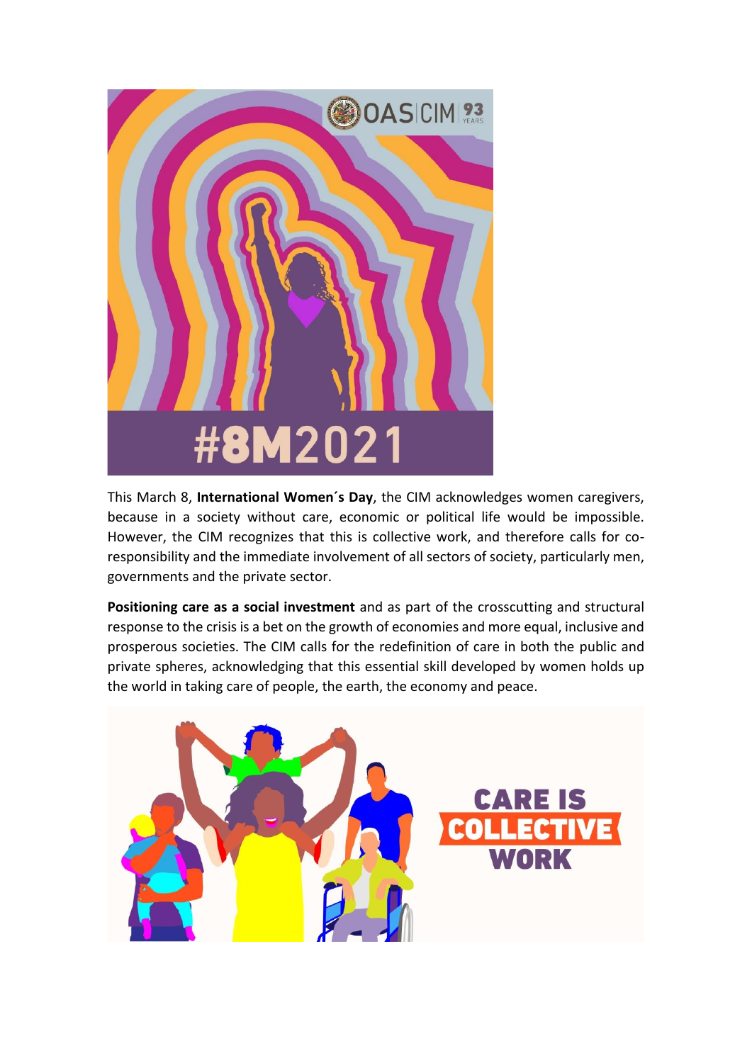This March 8, **International Women´s Day**, the CIM acknowledges women caregivers, because in a society without care, economic or political life would be impossible. However, the CIM recognizes that this is collective work, and therefore calls for co-responsibility and the immediate involvement of all sectors of society, particularly men, governments and the private sector.

**Positioning care as a social investment** and as part of the crosscutting and structural response to the crisis is a bet on the growth of economies and more equal, inclusive and prosperous societies. The CIM calls for the redefinition of care in both the public and private spheres, acknowledging that this essential skill developed by women holds up the world in taking care of people, the earth, the economy and peace.